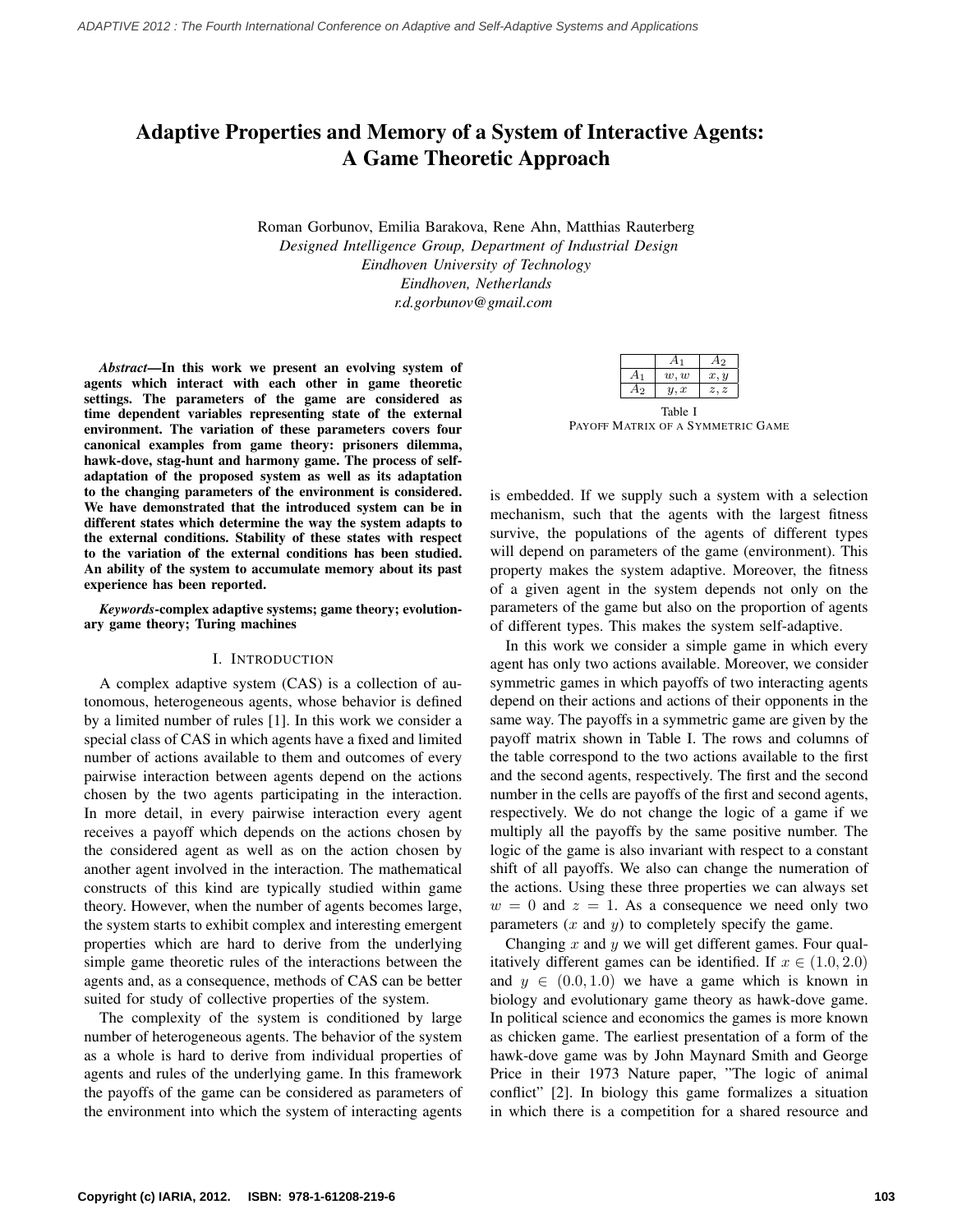# Adaptive Properties and Memory of a System of Interactive Agents: A Game Theoretic Approach

Roman Gorbunov, Emilia Barakova, Rene Ahn, Matthias Rauterberg
*Designed Intelligence Group, Department of Industrial Design*
*Eindhoven University of Technology*
*Eindhoven, Netherlands*
*r.d.gorbunov@gmail.com*

***Abstract*—In this work we present an evolving system of agents which interact with each other in game theoretic settings. The parameters of the game are considered as time dependent variables representing state of the external environment. The variation of these parameters covers four canonical examples from game theory: prisoners dilemma, hawk-dove, stag-hunt and harmony game. The process of self-adaptation of the proposed system as well as its adaptation to the changing parameters of the environment is considered. We have demonstrated that the introduced system can be in different states which determine the way the system adapts to the external conditions. Stability of these states with respect to the variation of the external conditions has been studied. An ability of the system to accumulate memory about its past experience has been reported.**

***Keywords*-complex adaptive systems; game theory; evolutionary game theory; Turing machines**

## I. Introduction

A complex adaptive system (CAS) is a collection of autonomous, heterogeneous agents, whose behavior is defined by a limited number of rules [1]. In this work we consider a special class of CAS in which agents have a fixed and limited number of actions available to them and outcomes of every pairwise interaction between agents depend on the actions chosen by the two agents participating in the interaction. In more detail, in every pairwise interaction every agent receives a payoff which depends on the action chosen by the considered agent as well as on the action chosen by another agent involved in the interaction. The mathematical constructs of this kind are typically studied within game theory. However, when the number of agents becomes large, the system starts to exhibit complex and interesting emergent properties which are hard to derive from the underlying simple game theoretic rules of the interactions between the agents and, as a consequence, methods of CAS can be better suited for study of collective properties of the system.

The complexity of the system is conditioned by large number of heterogeneous agents. The behavior of the system as a whole is hard to derive from individual properties of agents and rules of the underlying game. In this framework the payoffs of the game can be considered as parameters of the environment into which the system of interacting agents is embedded. If we supply such a system with a selection mechanism, such that the agents with the largest fitness survive, the populations of the agents of different types will depend on parameters of the game (environment). This property makes the system adaptive. Moreover, the fitness of a given agent in the system depends not only on the parameters of the game but also on the proportion of agents of different types. This makes the system self-adaptive.

| | $A_1$ | $A_2$ |
|---|---|---|
| $A_1$ | $w, w$ | $x, y$ |
| $A_2$ | $y, x$ | $z, z$ |

Table I
Payoff Matrix of a Symmetric Game

In this work we consider a simple game in which every agent has only two actions available. Moreover, we consider symmetric games in which payoffs of two interacting agents depend on their actions and actions of their opponents in the same way. The payoffs in a symmetric game are given by the payoff matrix shown in Table I. The rows and columns of the table correspond to the two actions available to the first and the second agents, respectively. The first and the second number in the cells are payoffs of the first and second agents, respectively. We do not change the logic of a game if we multiply all the payoffs by the same positive number. The logic of the game is also invariant with respect to a constant shift of all payoffs. We also can change the numeration of the actions. Using these three properties we can always set $w = 0$ and $z = 1$. As a consequence we need only two parameters ($x$ and $y$) to completely specify the game.

Changing $x$ and $y$ we will get different games. Four qualitatively different games can be identified. If $x \in (1.0, 2.0)$ and $y \in (0.0, 1.0)$ we have a game which is known in biology and evolutionary game theory as hawk-dove game. In political science and economics the games is more known as chicken game. The earliest presentation of a form of the hawk-dove game was by John Maynard Smith and George Price in their 1973 Nature paper, "The logic of animal conflict" [2]. In biology this game formalizes a situation in which there is a competition for a shared resource and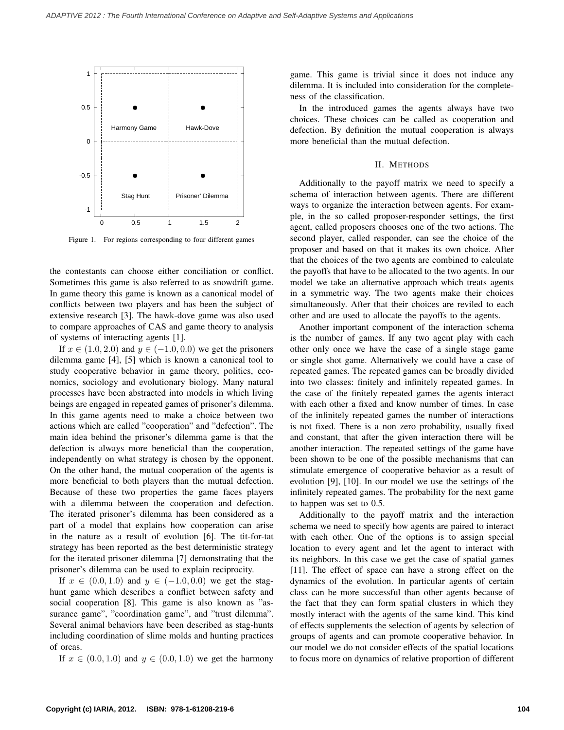1
0.5
0
-0.5
-1
0
0.5
1
1.5
2
Harmony Game
Hawk-Dove
Stag Hunt
Prisoner' Dilemma

Figure 1. For regions corresponding to four different games

the contestants can choose either conciliation or conflict. Sometimes this game is also referred to as snowdrift game. In game theory this game is known as a canonical model of conflicts between two players and has been the subject of extensive research [3]. The hawk-dove game was also used to compare approaches of CAS and game theory to analysis of systems of interacting agents [1].

If $x \in (1.0, 2.0)$ and $y \in (-1.0, 0.0)$ we get the prisoners dilemma game [4], [5] which is known a canonical tool to study cooperative behavior in game theory, politics, economics, sociology and evolutionary biology. Many natural processes have been abstracted into models in which living beings are engaged in repeated games of prisoner's dilemma. In this game agents need to make a choice between two actions which are called "cooperation" and "defection". The main idea behind the prisoner's dilemma game is that the defection is always more beneficial than the cooperation, independently on what strategy is chosen by the opponent. On the other hand, the mutual cooperation of the agents is more beneficial to both players than the mutual defection. Because of these two properties the game faces players with a dilemma between the cooperation and defection. The iterated prisoner's dilemma has been considered as a part of a model that explains how cooperation can arise in the nature as a result of evolution [6]. The tit-for-tat strategy has been reported as the best deterministic strategy for the iterated prisoner dilemma [7] demonstrating that the prisoner's dilemma can be used to explain reciprocity.

If $x \in (0.0, 1.0)$ and $y \in (-1.0, 0.0)$ we get the stag-hunt game which describes a conflict between safety and social cooperation [8]. This game is also known as "assurance game", "coordination game", and "trust dilemma". Several animal behaviors have been described as stag-hunts including coordination of slime molds and hunting practices of orcas.

If $x \in (0.0, 1.0)$ and $y \in (0.0, 1.0)$ we get the harmony game. This game is trivial since it does not induce any dilemma. It is included into consideration for the completeness of the classification.

In the introduced games the agents always have two choices. These choices can be called as cooperation and defection. By definition the mutual cooperation is always more beneficial than the mutual defection.

## II. Methods

Additionally to the payoff matrix we need to specify a schema of interaction between agents. There are different ways to organize the interaction between agents. For example, in the so called proposer-responder settings, the first agent, called proposers chooses one of the two actions. The second player, called responder, can see the choice of the proposer and based on that it makes its own choice. After that the choices of the two agents are combined to calculate the payoffs that have to be allocated to the two agents. In our model we take an alternative approach which treats agents in a symmetric way. The two agents make their choices simultaneously. After that their choices are reviled to each other and are used to allocate the payoffs to the agents.

Another important component of the interaction schema is the number of games. If any two agent play with each other only once we have the case of a single stage game or single shot game. Alternatively we could have a case of repeated games. The repeated games can be broadly divided into two classes: finitely and infinitely repeated games. In the case of the finitely repeated games the agents interact with each other a fixed and know number of times. In case of the infinitely repeated games the number of interactions is not fixed. There is a non zero probability, usually fixed and constant, that after the given interaction there will be another interaction. The repeated settings of the game have been shown to be one of the possible mechanisms that can stimulate emergence of cooperative behavior as a result of evolution [9], [10]. In our model we use the settings of the infinitely repeated games. The probability for the next game to happen was set to 0.5.

Additionally to the payoff matrix and the interaction schema we need to specify how agents are paired to interact with each other. One of the options is to assign special location to every agent and let the agent to interact with its neighbors. In this case we get the case of spatial games [11]. The effect of space can have a strong effect on the dynamics of the evolution. In particular agents of certain class can be more successful than other agents because of the fact that they can form spatial clusters in which they mostly interact with the agents of the same kind. This kind of effects supplements the selection of agents by selection of groups of agents and can promote cooperative behavior. In our model we do not consider effects of the spatial locations to focus more on dynamics of relative proportion of different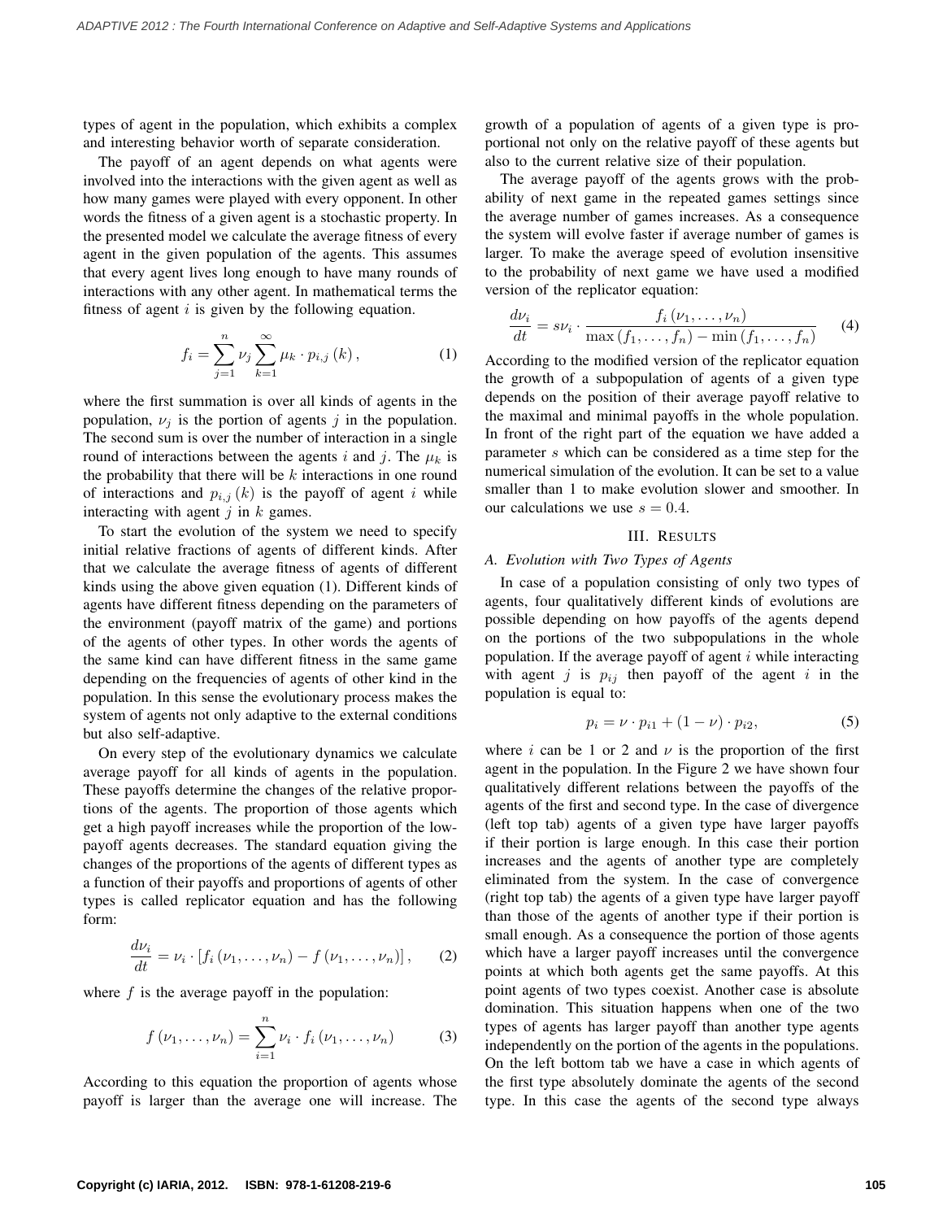types of agent in the population, which exhibits a complex and interesting behavior worth of separate consideration.

The payoff of an agent depends on what agents were involved into the interactions with the given agent as well as how many games were played with every opponent. In other words the fitness of a given agent is a stochastic property. In the presented model we calculate the average fitness of every agent in the given population of the agents. This assumes that every agent lives long enough to have many rounds of interactions with any other agent. In mathematical terms the fitness of agent $i$ is given by the following equation.

$$f_i = \sum_{j=1}^{n} \nu_j \sum_{k=1}^{\infty} \mu_k \cdot p_{i,j}(k), \tag{1}$$

where the first summation is over all kinds of agents in the population, $\nu_j$ is the portion of agents $j$ in the population. The second sum is over the number of interaction in a single round of interactions between the agents $i$ and $j$. The $\mu_k$ is the probability that there will be $k$ interactions in one round of interactions and $p_{i,j}(k)$ is the payoff of agent $i$ while interacting with agent $j$ in $k$ games.

To start the evolution of the system we need to specify initial relative fractions of agents of different kinds. After that we calculate the average fitness of agents of different kinds using the above given equation (1). Different kinds of agents have different fitness depending on the parameters of the environment (payoff matrix of the game) and portions of the agents of other types. In other words the agents of the same kind can have different fitness in the same game depending on the frequencies of agents of other kind in the population. In this sense the evolutionary process makes the system of agents not only adaptive to the external conditions but also self-adaptive.

On every step of the evolutionary dynamics we calculate average payoff for all kinds of agents in the population. These payoffs determine the changes of the relative proportions of the agents. The proportion of those agents which get a high payoff increases while the proportion of the low-payoff agents decreases. The standard equation giving the changes of the proportions of the agents of different types as a function of their payoffs and proportions of agents of other types is called replicator equation and has the following form:

$$\frac{d\nu_i}{dt} = \nu_i \cdot [f_i(\nu_1, \ldots, \nu_n) - f(\nu_1, \ldots, \nu_n)], \tag{2}$$

where $f$ is the average payoff in the population:

$$f(\nu_1, \ldots, \nu_n) = \sum_{i=1}^{n} \nu_i \cdot f_i(\nu_1, \ldots, \nu_n) \tag{3}$$

According to this equation the proportion of agents whose payoff is larger than the average one will increase. The growth of a population of agents of a given type is proportional not only on the relative payoff of these agents but also to the current relative size of their population.

The average payoff of the agents grows with the probability of next game in the repeated games settings since the average number of games increases. As a consequence the system will evolve faster if average number of games is larger. To make the average speed of evolution insensitive to the probability of next game we have used a modified version of the replicator equation:

$$\frac{d\nu_i}{dt} = s\nu_i \cdot \frac{f_i(\nu_1, \ldots, \nu_n)}{\max(f_1, \ldots, f_n) - \min(f_1, \ldots, f_n)} \tag{4}$$

According to the modified version of the replicator equation the growth of a subpopulation of agents of a given type depends on the position of their average payoff relative to the maximal and minimal payoffs in the whole population. In front of the right part of the equation we have added a parameter $s$ which can be considered as a time step for the numerical simulation of the evolution. It can be set to a value smaller than 1 to make evolution slower and smoother. In our calculations we use $s = 0.4$.

## III. Results

### A. Evolution with Two Types of Agents

In case of a population consisting of only two types of agents, four qualitatively different kinds of evolutions are possible depending on how payoffs of the agents depend on the portions of the two subpopulations in the whole population. If the average payoff of agent $i$ while interacting with agent $j$ is $p_{ij}$ then payoff of the agent $i$ in the population is equal to:

$$p_i = \nu \cdot p_{i1} + (1 - \nu) \cdot p_{i2}, \tag{5}$$

where $i$ can be 1 or 2 and $\nu$ is the proportion of the first agent in the population. In the Figure 2 we have shown four qualitatively different relations between the payoffs of the agents of the first and second type. In the case of divergence (left top tab) agents of a given type have larger payoffs if their portion is large enough. In this case their portion increases and the agents of another type are completely eliminated from the system. In the case of convergence (right top tab) the agents of a given type have larger payoff than those of the agents of another type if their portion is small enough. As a consequence the portion of those agents which have a larger payoff increases until the convergence points at which both agents get the same payoffs. At this point agents of two types coexist. Another case is absolute domination. This situation happens when one of the two types of agents has larger payoff than another type agents independently on the portion of the agents in the populations. On the left bottom tab we have a case in which agents of the first type absolutely dominate the agents of the second type. In this case the agents of the second type always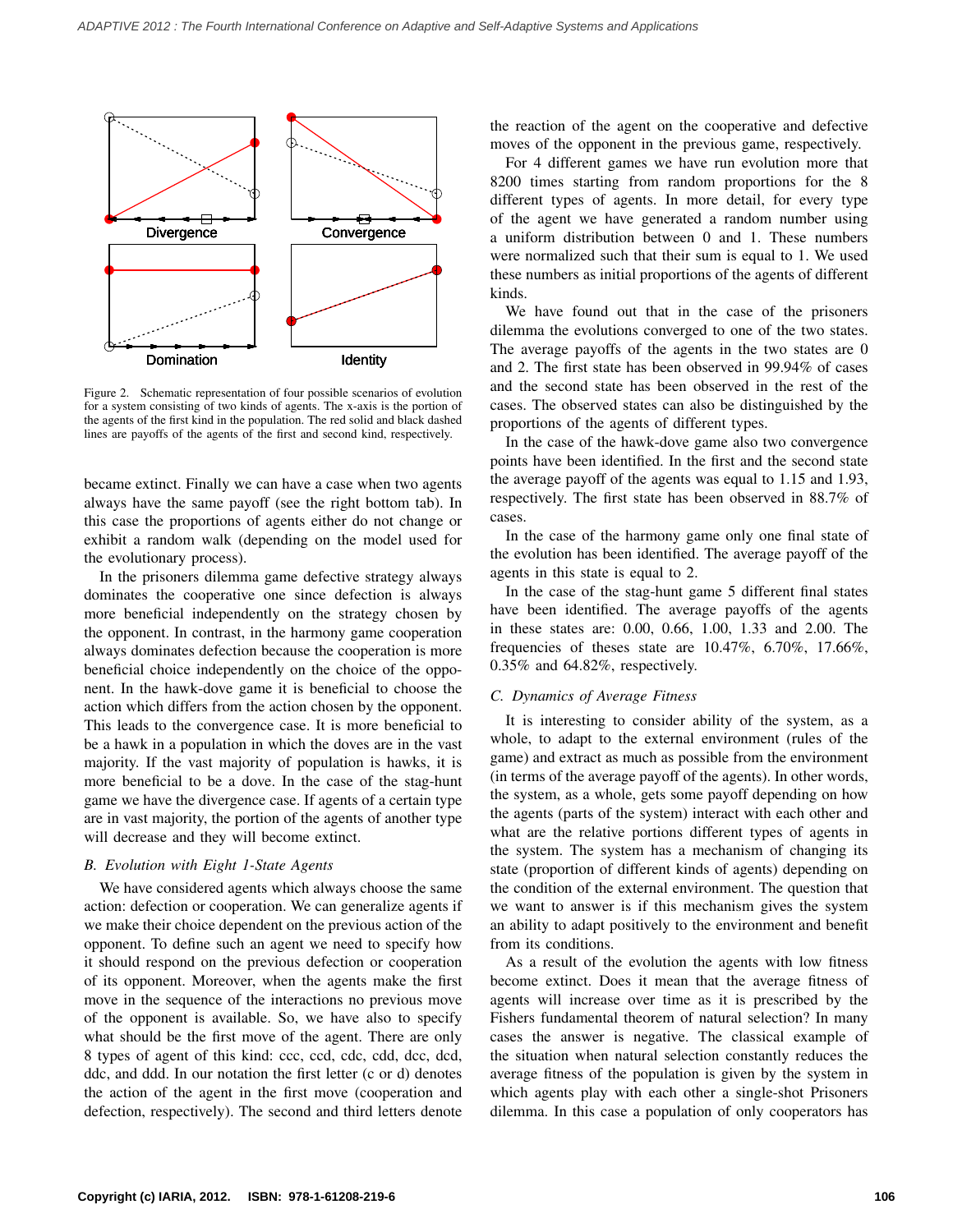Divergence

Convergence

Domination

Identity

Figure 2. Schematic representation of four possible scenarios of evolution for a system consisting of two kinds of agents. The x-axis is the portion of the agents of the first kind in the population. The red solid and black dashed lines are payoffs of the agents of the first and second kind, respectively.

became extinct. Finally we can have a case when two agents always have the same payoff (see the right bottom tab). In this case the proportions of agents either do not change or exhibit a random walk (depending on the model used for the evolutionary process).

In the prisoners dilemma game defective strategy always dominates the cooperative one since defection is always more beneficial independently on the strategy chosen by the opponent. In contrast, in the harmony game cooperation always dominates defection because the cooperation is more beneficial choice independently on the choice of the opponent. In the hawk-dove game it is beneficial to choose the action which differs from the action chosen by the opponent. This leads to the convergence case. It is more beneficial to be a hawk in a population in which the doves are in the vast majority. If the vast majority of population is hawks, it is more beneficial to be a dove. In the case of the stag-hunt game we have the divergence case. If agents of a certain type are in vast majority, the portion of the agents of another type will decrease and they will become extinct.

### *B. Evolution with Eight 1-State Agents*

We have considered agents which always choose the same action: defection or cooperation. We can generalize agents if we make their choice dependent on the previous action of the opponent. To define such an agent we need to specify how it should respond on the previous defection or cooperation of its opponent. Moreover, when the agents make the first move in the sequence of the interactions no previous move of the opponent is available. So, we have also to specify what should be the first move of the agent. There are only 8 types of agent of this kind: ccc, ccd, cdc, cdd, dcc, dcd, ddc, and ddd. In our notation the first letter (c or d) denotes the action of the agent in the first move (cooperation and defection, respectively). The second and third letters denote the reaction of the agent on the cooperative and defective moves of the opponent in the previous game, respectively.

For 4 different games we have run evolution more that 8200 times starting from random proportions for the 8 different types of agents. In more detail, for every type of the agent we have generated a random number using a uniform distribution between 0 and 1. These numbers were normalized such that their sum is equal to 1. We used these numbers as initial proportions of the agents of different kinds.

We have found out that in the case of the prisoners dilemma the evolutions converged to one of the two states. The average payoffs of the agents in the two states are 0 and 2. The first state has been observed in 99.94% of cases and the second state has been observed in the rest of the cases. The observed states can also be distinguished by the proportions of the agents of different types.

In the case of the hawk-dove game also two convergence points have been identified. In the first and the second state the average payoff of the agents was equal to 1.15 and 1.93, respectively. The first state has been observed in 88.7% of cases.

In the case of the harmony game only one final state of the evolution has been identified. The average payoff of the agents in this state is equal to 2.

In the case of the stag-hunt game 5 different final states have been identified. The average payoffs of the agents in these states are: 0.00, 0.66, 1.00, 1.33 and 2.00. The frequencies of theses state are 10.47%, 6.70%, 17.66%, 0.35% and 64.82%, respectively.

### *C. Dynamics of Average Fitness*

It is interesting to consider ability of the system, as a whole, to adapt to the external environment (rules of the game) and extract as much as possible from the environment (in terms of the average payoff of the agents). In other words, the system, as a whole, gets some payoff depending on how the agents (parts of the system) interact with each other and what are the relative portions different types of agents in the system. The system has a mechanism of changing its state (proportion of different kinds of agents) depending on the condition of the external environment. The question that we want to answer is if this mechanism gives the system an ability to adapt positively to the environment and benefit from its conditions.

As a result of the evolution the agents with low fitness become extinct. Does it mean that the average fitness of agents will increase over time as it is prescribed by the Fishers fundamental theorem of natural selection? In many cases the answer is negative. The classical example of the situation when natural selection constantly reduces the average fitness of the population is given by the system in which agents play with each other a single-shot Prisoners dilemma. In this case a population of only cooperators has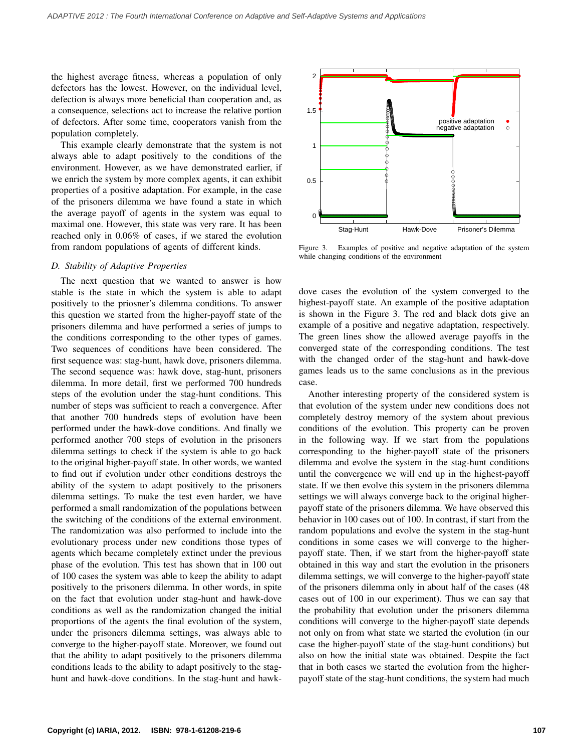the highest average fitness, whereas a population of only defectors has the lowest. However, on the individual level, defection is always more beneficial than cooperation and, as a consequence, selections act to increase the relative portion of defectors. After some time, cooperators vanish from the population completely.

This example clearly demonstrate that the system is not always able to adapt positively to the conditions of the environment. However, as we have demonstrated earlier, if we enrich the system by more complex agents, it can exhibit properties of a positive adaptation. For example, in the case of the prisoners dilemma we have found a state in which the average payoff of agents in the system was equal to maximal one. However, this state was very rare. It has been reached only in 0.06% of cases, if we stared the evolution from random populations of agents of different kinds.

### D. Stability of Adaptive Properties

The next question that we wanted to answer is how stable is the state in which the system is able to adapt positively to the priosner's dilemma conditions. To answer this question we started from the higher-payoff state of the prisoners dilemma and have performed a series of jumps to the conditions corresponding to the other types of games. Two sequences of conditions have been considered. The first sequence was: stag-hunt, hawk dove, prisoners dilemma. The second sequence was: hawk dove, stag-hunt, prisoners dilemma. In more detail, first we performed 700 hundreds steps of the evolution under the stag-hunt conditions. This number of steps was sufficient to reach a convergence. After that another 700 hundreds steps of evolution have been performed under the hawk-dove conditions. And finally we performed another 700 steps of evolution in the prisoners dilemma settings to check if the system is able to go back to the original higher-payoff state. In other words, we wanted to find out if evolution under other conditions destroys the ability of the system to adapt positively to the prisoners dilemma settings. To make the test even harder, we have performed a small randomization of the populations between the switching of the conditions of the external environment. The randomization was also performed to include into the evolutionary process under new conditions those types of agents which became completely extinct under the previous phase of the evolution. This test has shown that in 100 out of 100 cases the system was able to keep the ability to adapt positively to the prisoners dilemma. In other words, in spite on the fact that evolution under stag-hunt and hawk-dove conditions as well as the randomization changed the initial proportions of the agents the final evolution of the system, under the prisoners dilemma settings, was always able to converge to the higher-payoff state. Moreover, we found out that the ability to adapt positively to the prisoners dilemma conditions leads to the ability to adapt positively to the stag-hunt and hawk-dove conditions. In the stag-hunt and hawk-dove cases the evolution of the system converged to the highest-payoff state. An example of the positive adaptation is shown in the Figure 3. The red and black dots give an example of a positive and negative adaptation, respectively. The green lines show the allowed average payoffs in the converged state of the corresponding conditions. The test with the changed order of the stag-hunt and hawk-dove games leads us to the same conclusions as in the previous case.

2
1.5
1
0.5
0
positive adaptation
negative adaptation
Stag-Hunt
Hawk-Dove
Prisoner's Dilemma

Figure 3. Examples of positive and negative adaptation of the system while changing conditions of the environment

Another interesting property of the considered system is that evolution of the system under new conditions does not completely destroy memory of the system about previous conditions of the evolution. This property can be proven in the following way. If we start from the populations corresponding to the higher-payoff state of the prisoners dilemma and evolve the system in the stag-hunt conditions until the convergence we will end up in the highest-payoff state. If we then evolve this system in the prisoners dilemma settings we will always converge back to the original higher-payoff state of the prisoners dilemma. We have observed this behavior in 100 cases out of 100. In contrast, if start from the random populations and evolve the system in the stag-hunt conditions in some cases we will converge to the higher-payoff state. Then, if we start from the higher-payoff state obtained in this way and start the evolution in the prisoners dilemma settings, we will converge to the higher-payoff state of the prisoners dilemma only in about half of the cases (48 cases out of 100 in our experiment). Thus we can say that the probability that evolution under the prisoners dilemma conditions will converge to the higher-payoff state depends not only on from what state we started the evolution (in our case the higher-payoff state of the stag-hunt conditions) but also on how the initial state was obtained. Despite the fact that in both cases we started the evolution from the higher-payoff state of the stag-hunt conditions, the system had much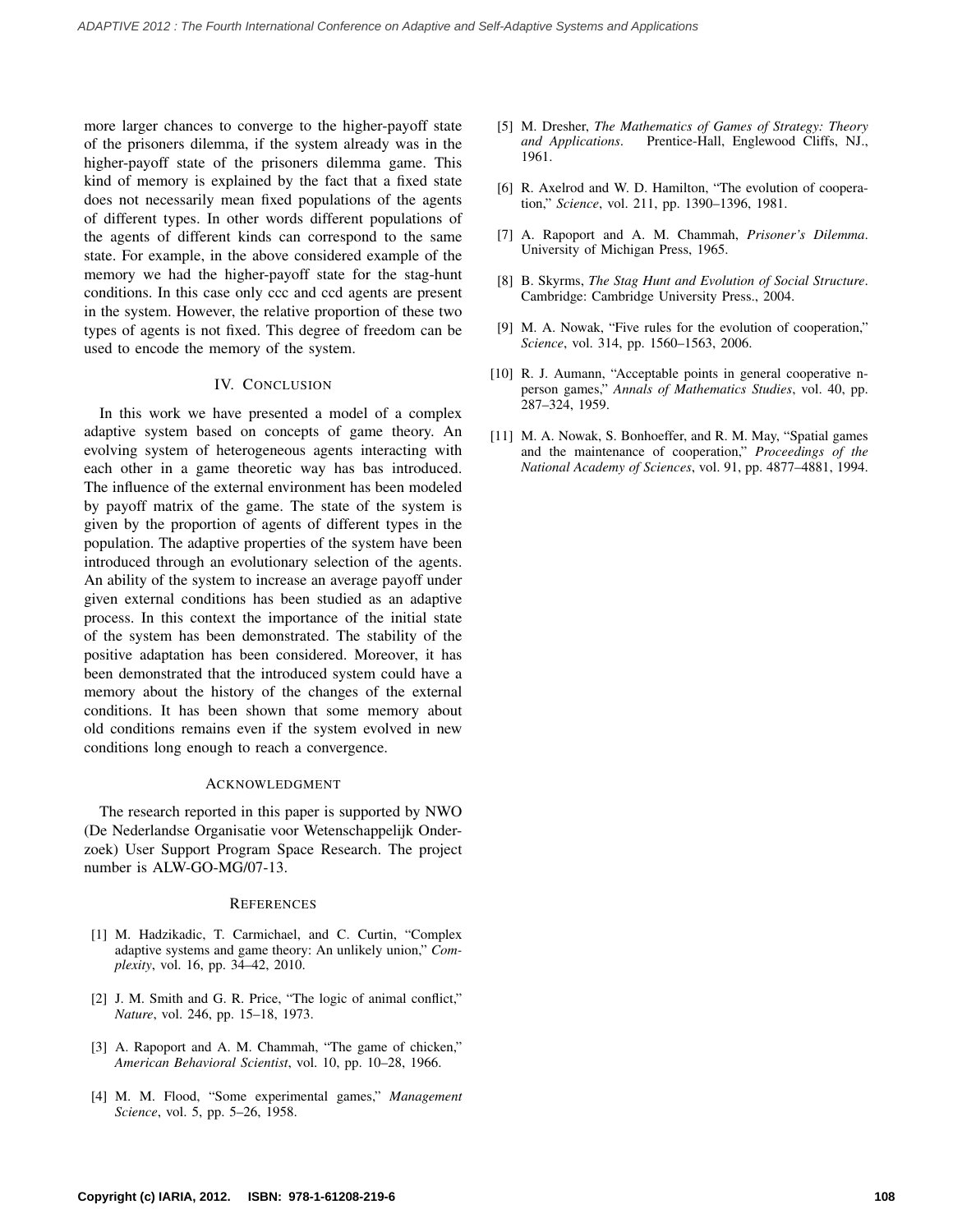more larger chances to converge to the higher-payoff state of the prisoners dilemma, if the system already was in the higher-payoff state of the prisoners dilemma game. This kind of memory is explained by the fact that a fixed state does not necessarily mean fixed populations of the agents of different types. In other words different populations of the agents of different kinds can correspond to the same state. For example, in the above considered example of the memory we had the higher-payoff state for the stag-hunt conditions. In this case only ccc and ccd agents are present in the system. However, the relative proportion of these two types of agents is not fixed. This degree of freedom can be used to encode the memory of the system.

## IV. Conclusion

In this work we have presented a model of a complex adaptive system based on concepts of game theory. An evolving system of heterogeneous agents interacting with each other in a game theoretic way has bas introduced. The influence of the external environment has been modeled by payoff matrix of the game. The state of the system is given by the proportion of agents of different types in the population. The adaptive properties of the system have been introduced through an evolutionary selection of the agents. An ability of the system to increase an average payoff under given external conditions has been studied as an adaptive process. In this context the importance of the initial state of the system has been demonstrated. The stability of the positive adaptation has been considered. Moreover, it has been demonstrated that the introduced system could have a memory about the history of the changes of the external conditions. It has been shown that some memory about old conditions remains even if the system evolved in new conditions long enough to reach a convergence.

## Acknowledgment

The research reported in this paper is supported by NWO (De Nederlandse Organisatie voor Wetenschappelijk Onderzoek) User Support Program Space Research. The project number is ALW-GO-MG/07-13.

## References

[1] M. Hadzikadic, T. Carmichael, and C. Curtin, "Complex adaptive systems and game theory: An unlikely union," *Complexity*, vol. 16, pp. 34–42, 2010.

[2] J. M. Smith and G. R. Price, "The logic of animal conflict," *Nature*, vol. 246, pp. 15–18, 1973.

[3] A. Rapoport and A. M. Chammah, "The game of chicken," *American Behavioral Scientist*, vol. 10, pp. 10–28, 1966.

[4] M. M. Flood, "Some experimental games," *Management Science*, vol. 5, pp. 5–26, 1958.

[5] M. Dresher, *The Mathematics of Games of Strategy: Theory and Applications*. Prentice-Hall, Englewood Cliffs, NJ., 1961.

[6] R. Axelrod and W. D. Hamilton, "The evolution of cooperation," *Science*, vol. 211, pp. 1390–1396, 1981.

[7] A. Rapoport and A. M. Chammah, *Prisoner's Dilemma*. University of Michigan Press, 1965.

[8] B. Skyrms, *The Stag Hunt and Evolution of Social Structure*. Cambridge: Cambridge University Press., 2004.

[9] M. A. Nowak, "Five rules for the evolution of cooperation," *Science*, vol. 314, pp. 1560–1563, 2006.

[10] R. J. Aumann, "Acceptable points in general cooperative n-person games," *Annals of Mathematics Studies*, vol. 40, pp. 287–324, 1959.

[11] M. A. Nowak, S. Bonhoeffer, and R. M. May, "Spatial games and the maintenance of cooperation," *Proceedings of the National Academy of Sciences*, vol. 91, pp. 4877–4881, 1994.